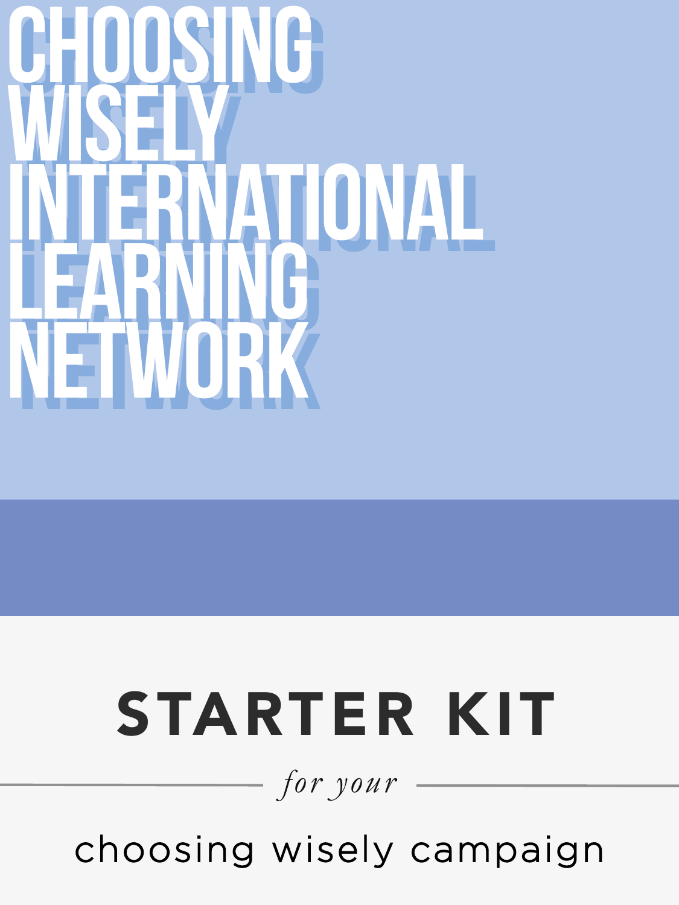# CHOOSING WISELY INTERNATIONAL LEARNING NETWORK

## STARTER KIT

*for your*

choosing wisely campaign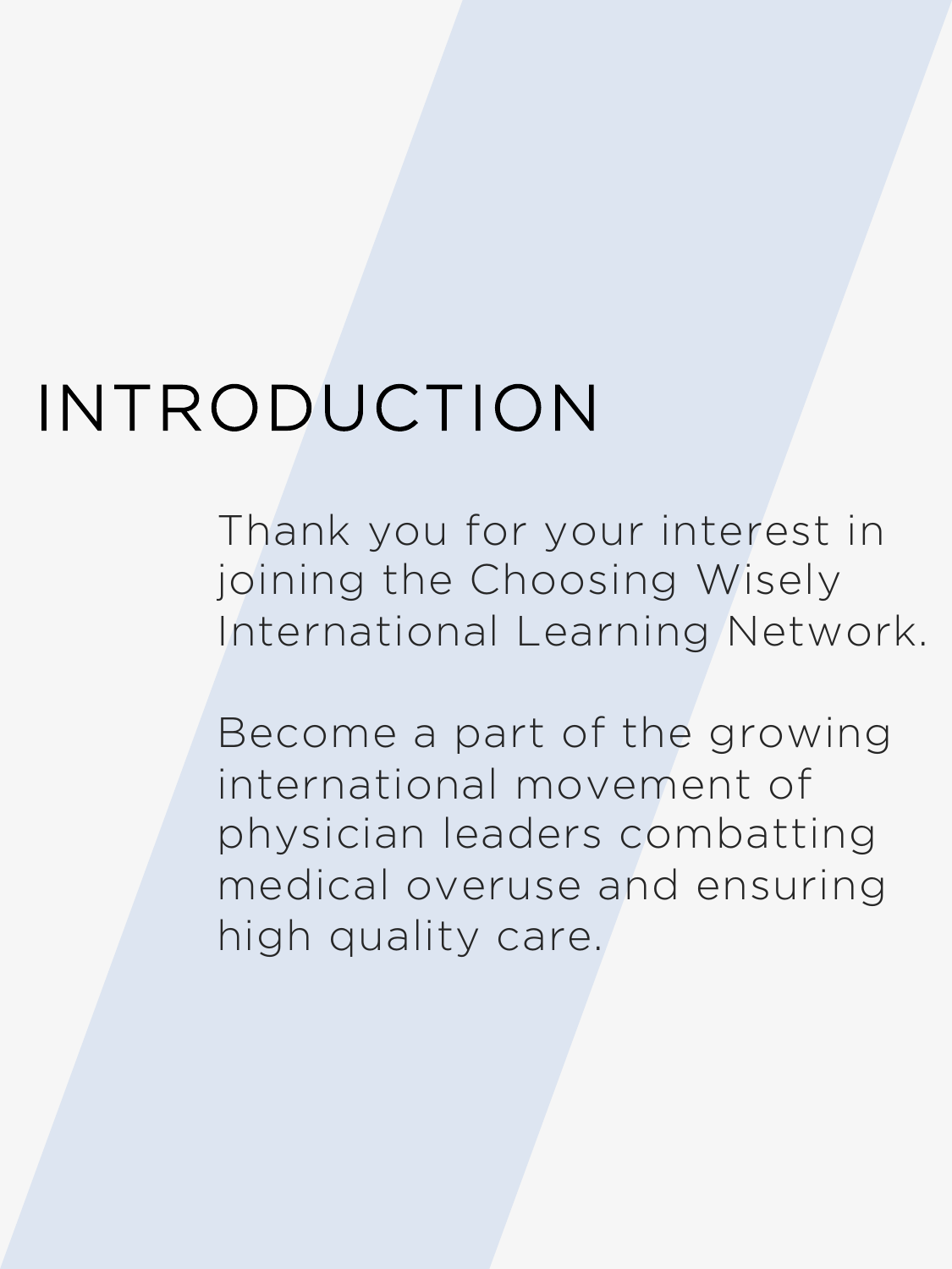# INTRODUCTION

Thank you for your interest in joining the Choosing Wisely International Learning Network.

Become a part of the growing international movement of physician leaders combatting medical overuse and ensuring high quality care.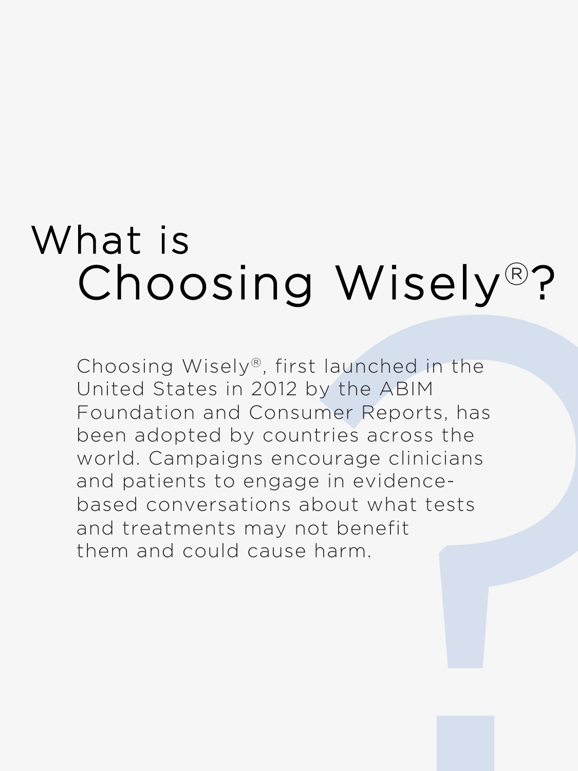# What is Choosing Wisely®?

Choosing Wisely®, first launched in the United States in 2012 by the ABIM Foundation and Consumer Reports, has been adopted by countries across the world. Campaigns encourage clinicians and patients to engage in evidence-based conversations about what tests and treatments may not benefit them and could cause harm.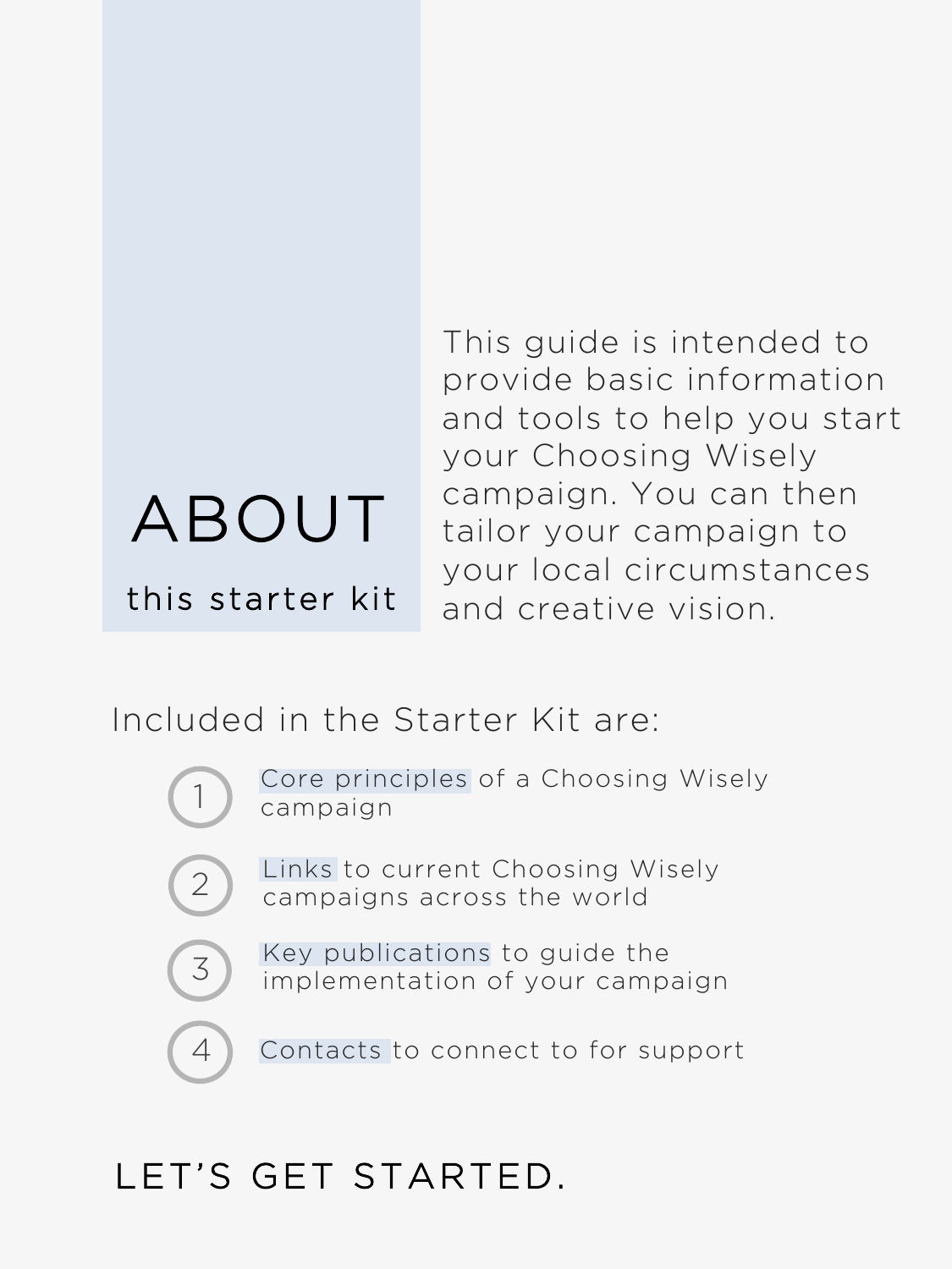# ABOUT

## this starter kit

This guide is intended to provide basic information and tools to help you start your Choosing Wisely campaign. You can then tailor your campaign to your local circumstances and creative vision.

Included in the Starter Kit are:

1. Core principles of a Choosing Wisely campaign
2. Links to current Choosing Wisely campaigns across the world
3. Key publications to guide the implementation of your campaign
4. Contacts to connect to for support

LET'S GET STARTED.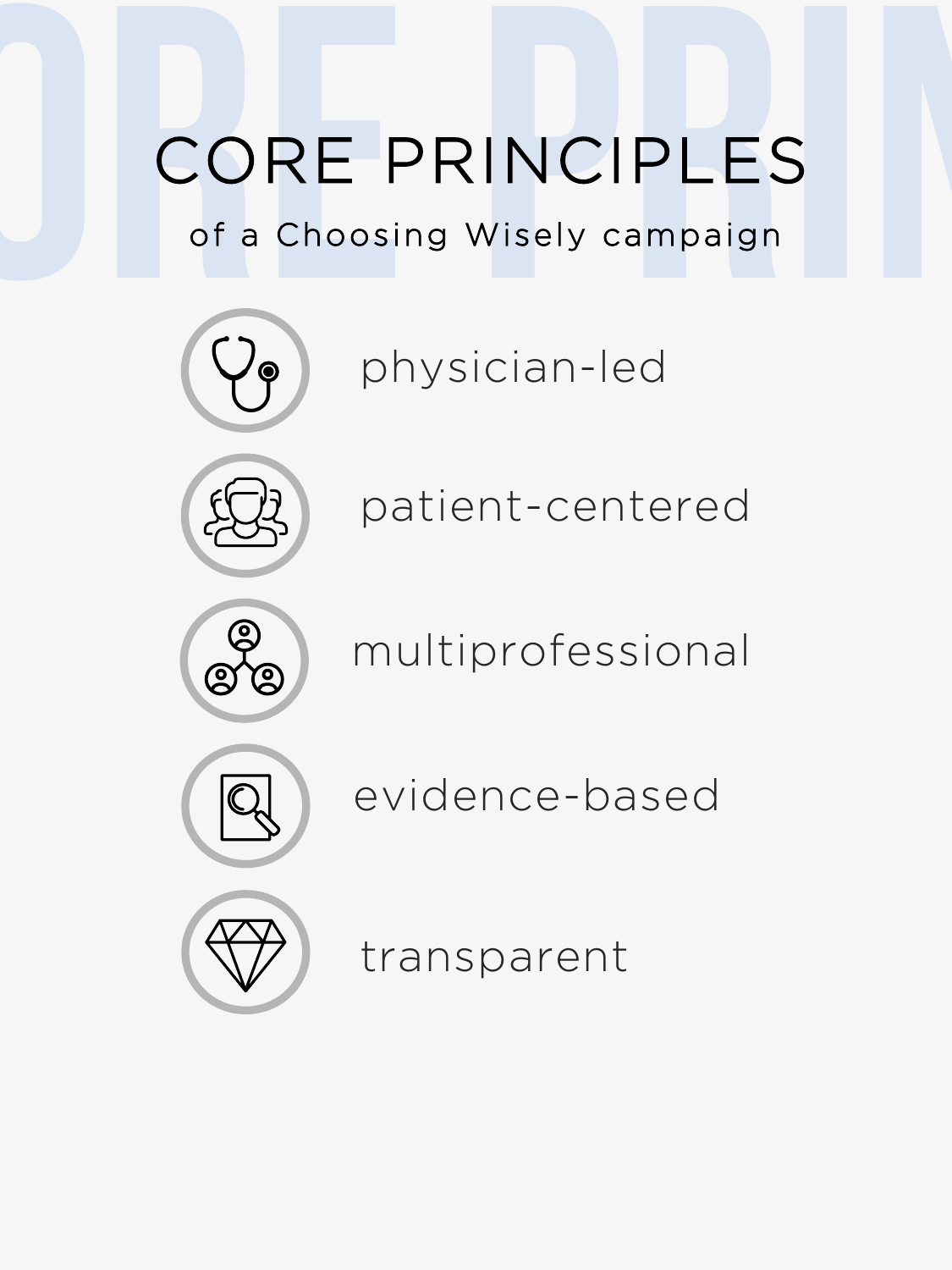# CORE PRINCIPLES

of a Choosing Wisely campaign

- physician-led
- patient-centered
- multiprofessional
- evidence-based
- transparent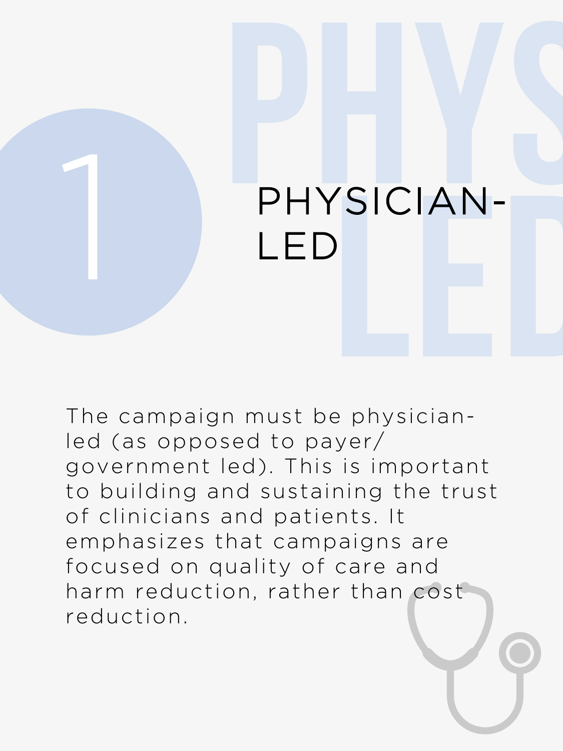# 1 PHYSICIAN-LED

The campaign must be physician-led (as opposed to payer/government led). This is important to building and sustaining the trust of clinicians and patients. It emphasizes that campaigns are focused on quality of care and harm reduction, rather than cost reduction.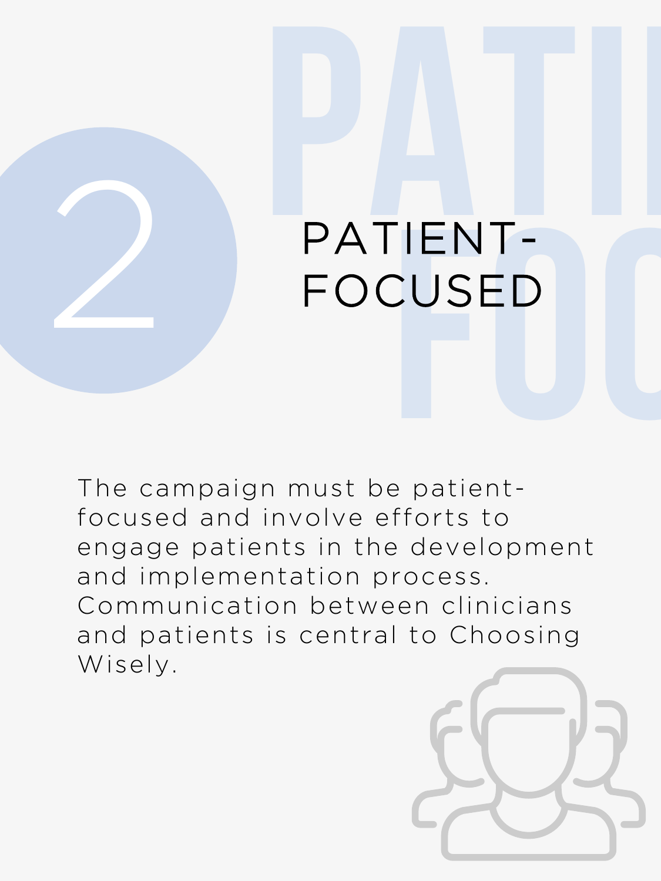# 2 PATIENT-FOCUSED

The campaign must be patient-focused and involve efforts to engage patients in the development and implementation process. Communication between clinicians and patients is central to Choosing Wisely.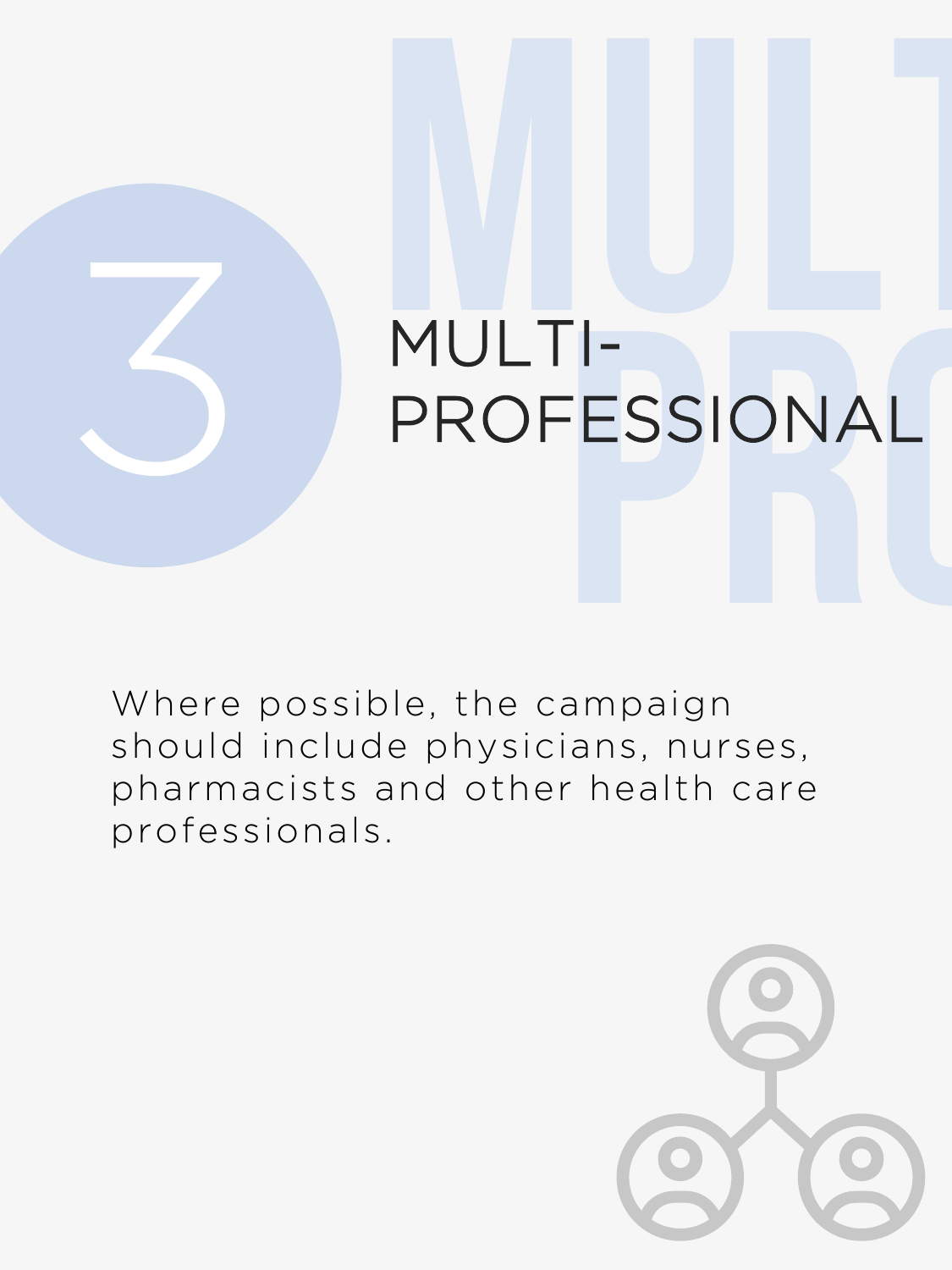# 3 MULTI-PROFESSIONAL

Where possible, the campaign should include physicians, nurses, pharmacists and other health care professionals.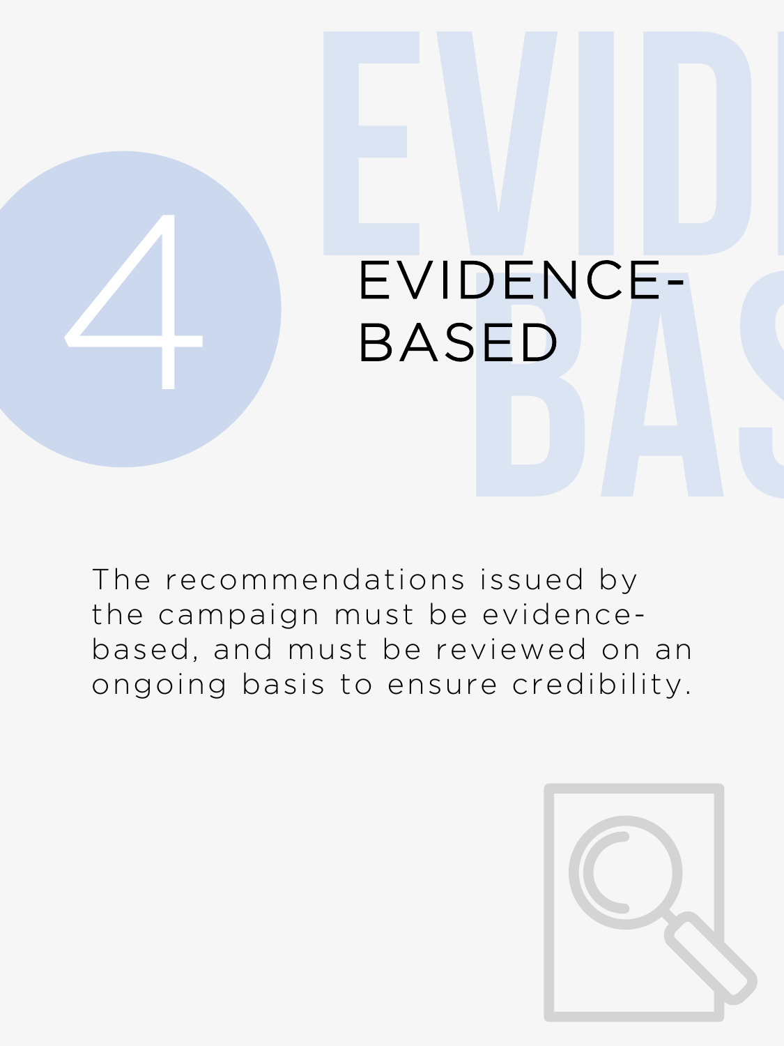# 4 EVIDENCE-BASED

The recommendations issued by the campaign must be evidence-based, and must be reviewed on an ongoing basis to ensure credibility.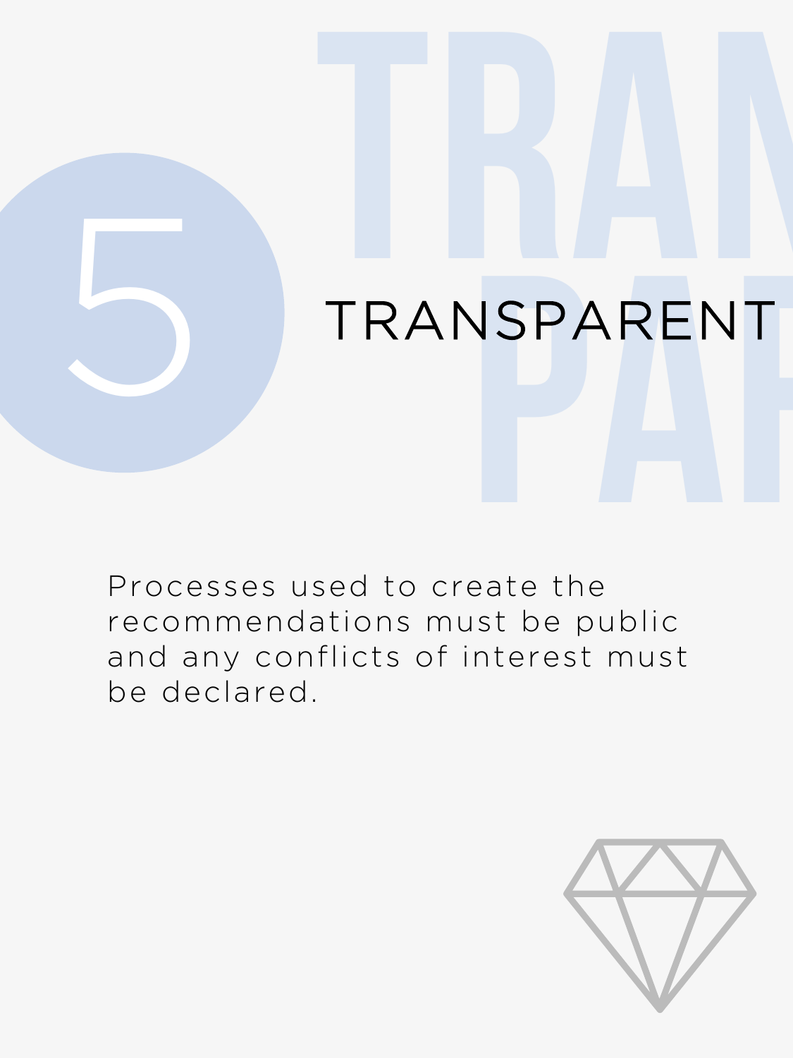# 5 TRANSPARENT

Processes used to create the recommendations must be public and any conflicts of interest must be declared.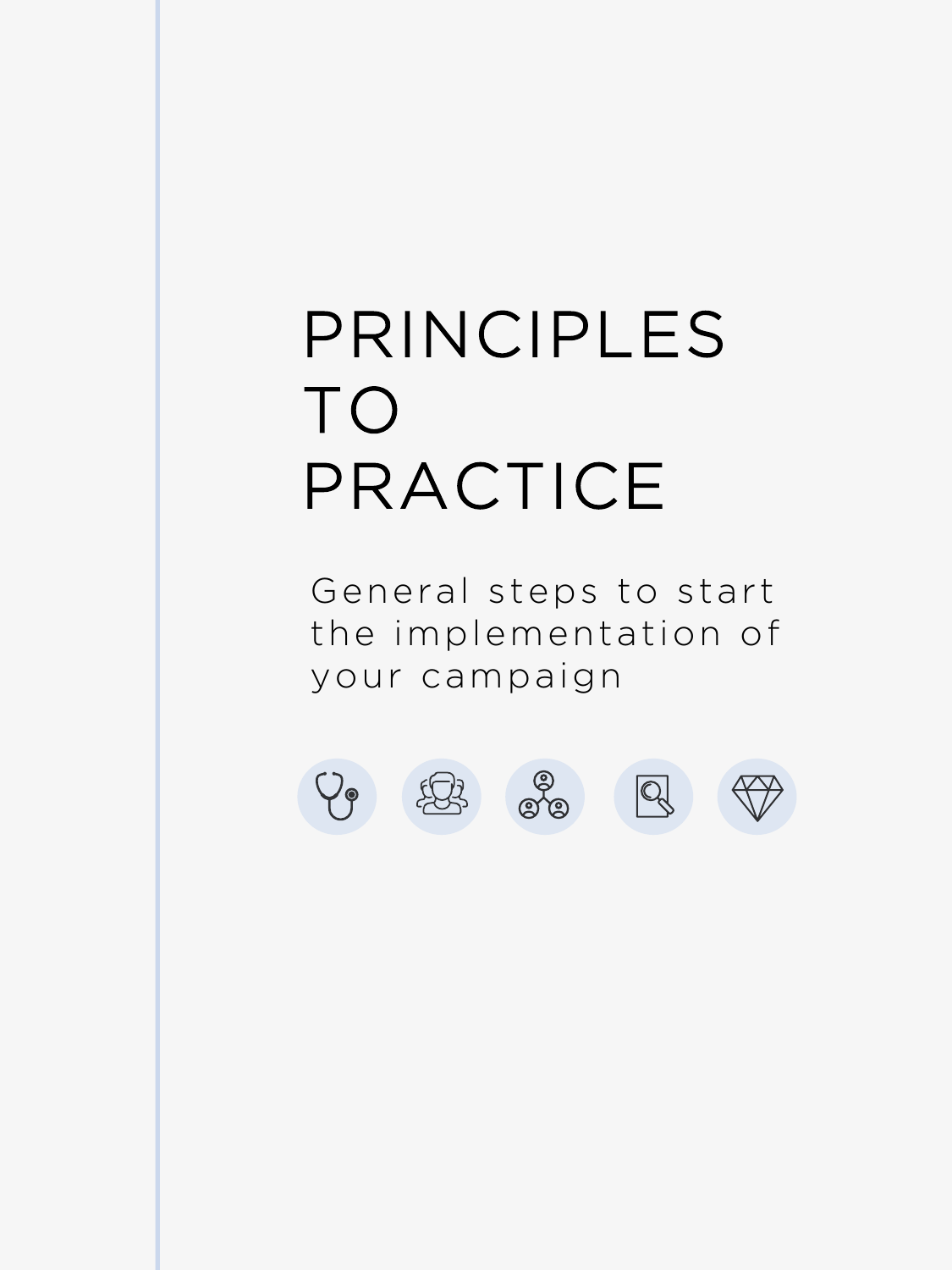# PRINCIPLES TO PRACTICE

General steps to start the implementation of your campaign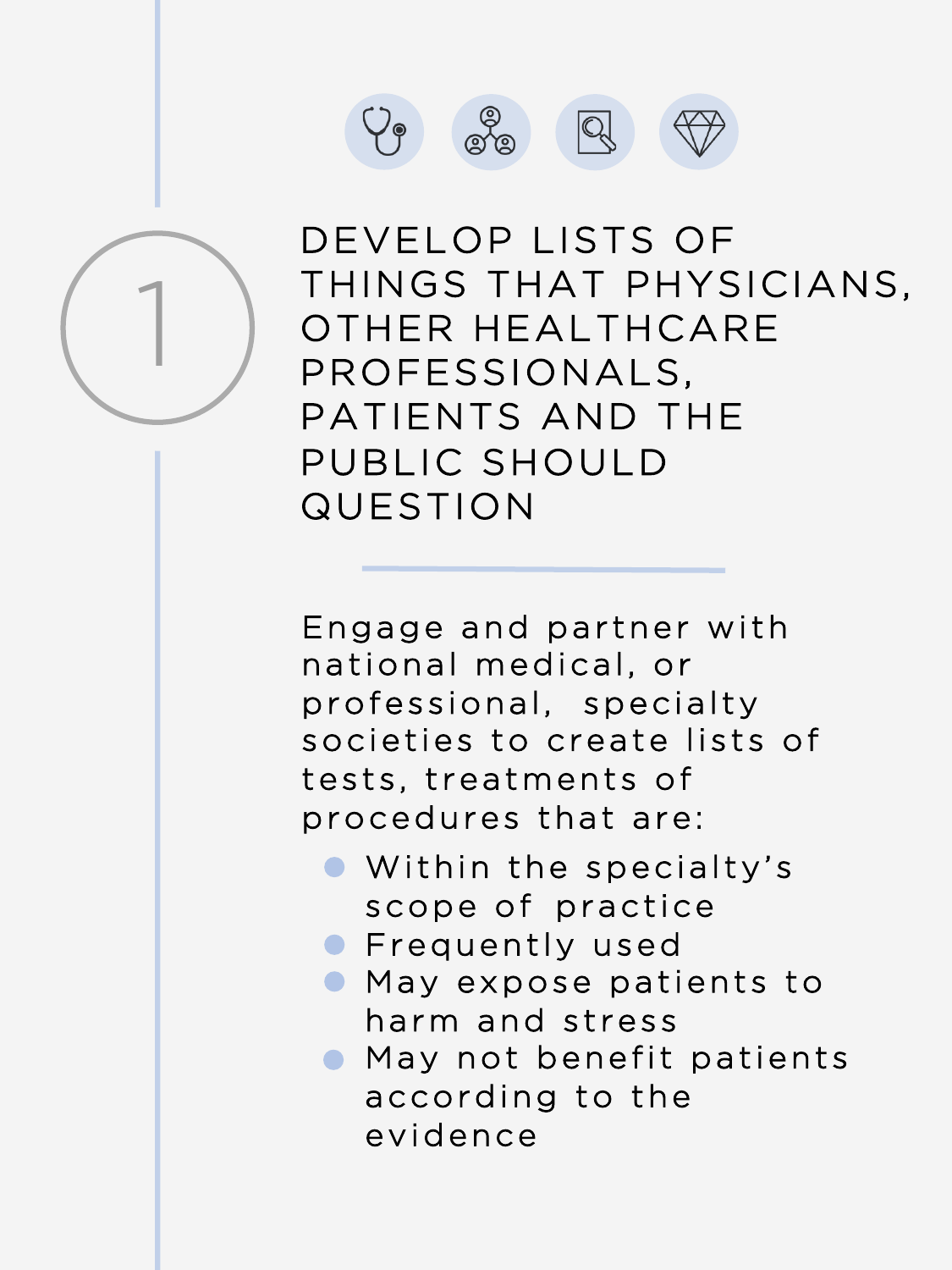# 1

## DEVELOP LISTS OF THINGS THAT PHYSICIANS, OTHER HEALTHCARE PROFESSIONALS, PATIENTS AND THE PUBLIC SHOULD QUESTION

Engage and partner with national medical, or professional, specialty societies to create lists of tests, treatments of procedures that are:

- Within the specialty's scope of practice
- Frequently used
- May expose patients to harm and stress
- May not benefit patients according to the evidence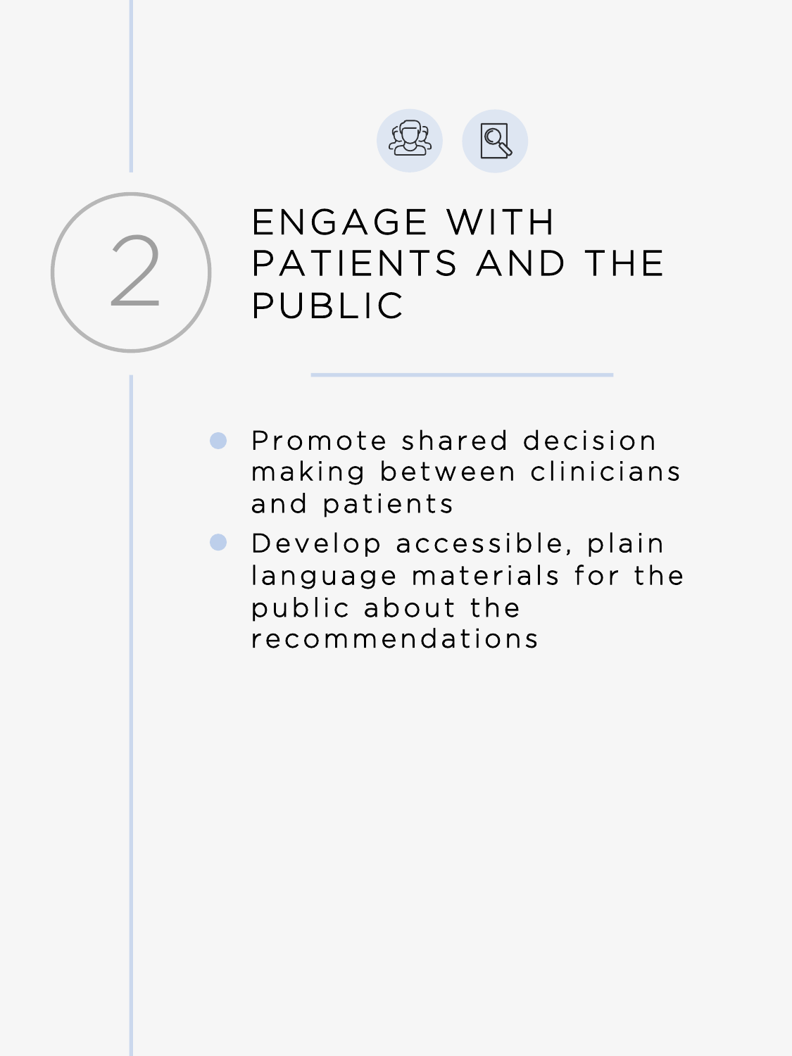## 2 ENGAGE WITH PATIENTS AND THE PUBLIC

- Promote shared decision making between clinicians and patients
- Develop accessible, plain language materials for the public about the recommendations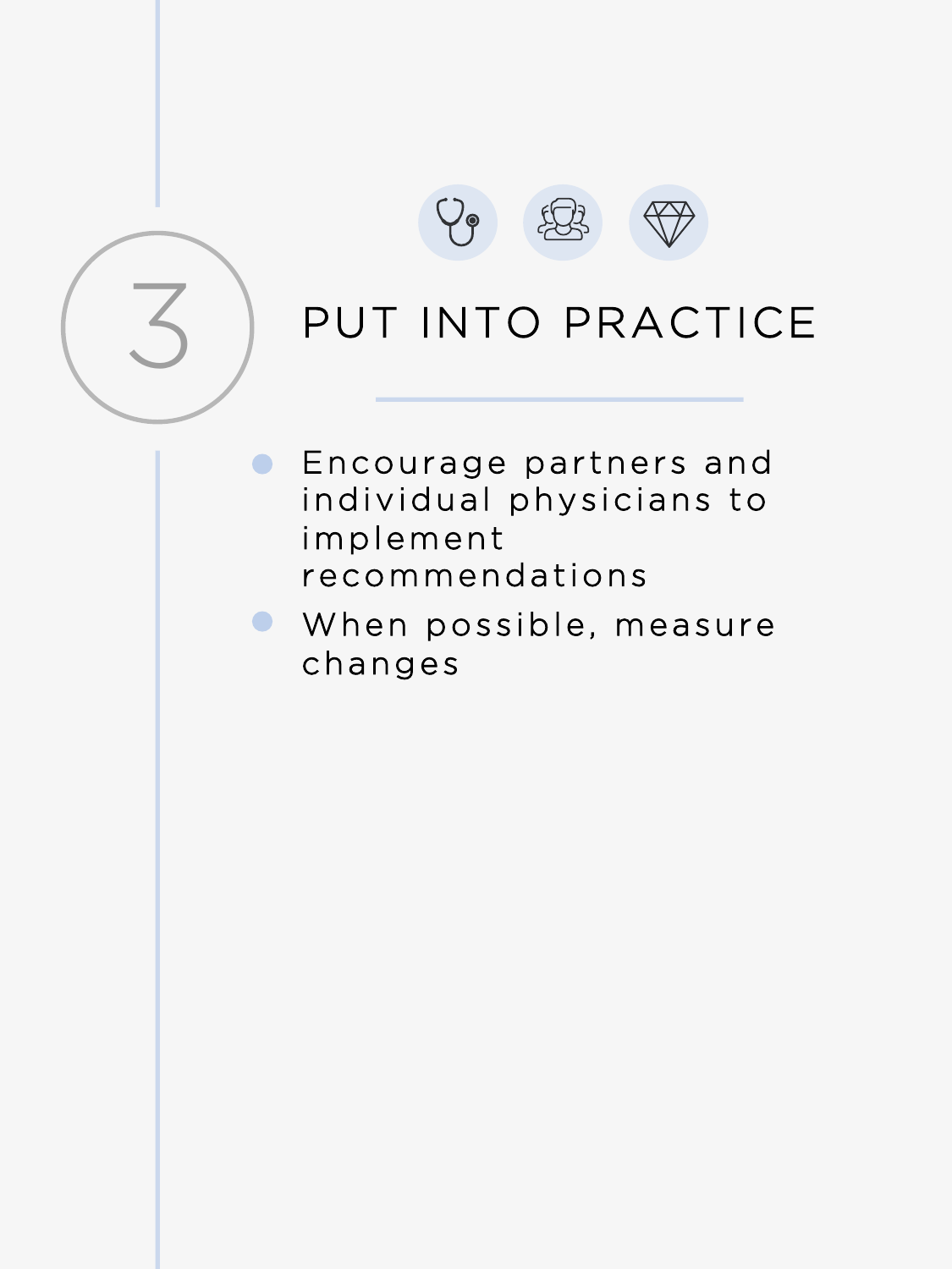3

## PUT INTO PRACTICE

- Encourage partners and individual physicians to implement recommendations
- When possible, measure changes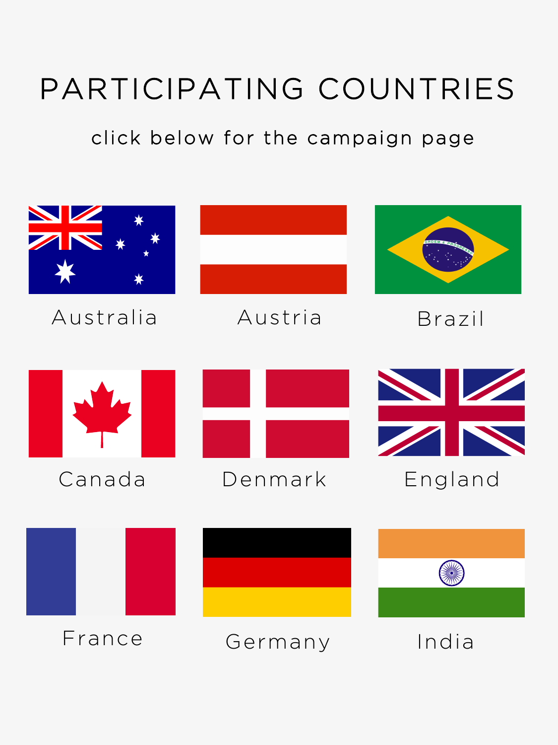# PARTICIPATING COUNTRIES

click below for the campaign page

Australia

Austria

Brazil

Canada

Denmark

England

France

Germany

India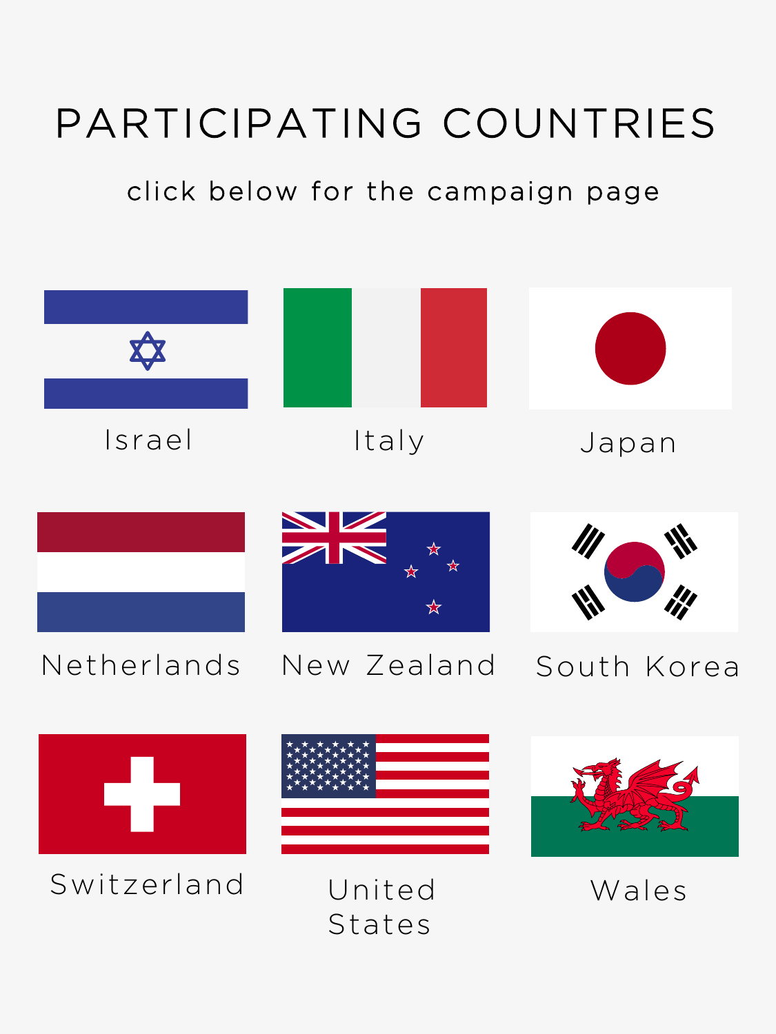# PARTICIPATING COUNTRIES

click below for the campaign page

Israel

Italy

Japan

Netherlands

New Zealand

South Korea

Switzerland

United States

Wales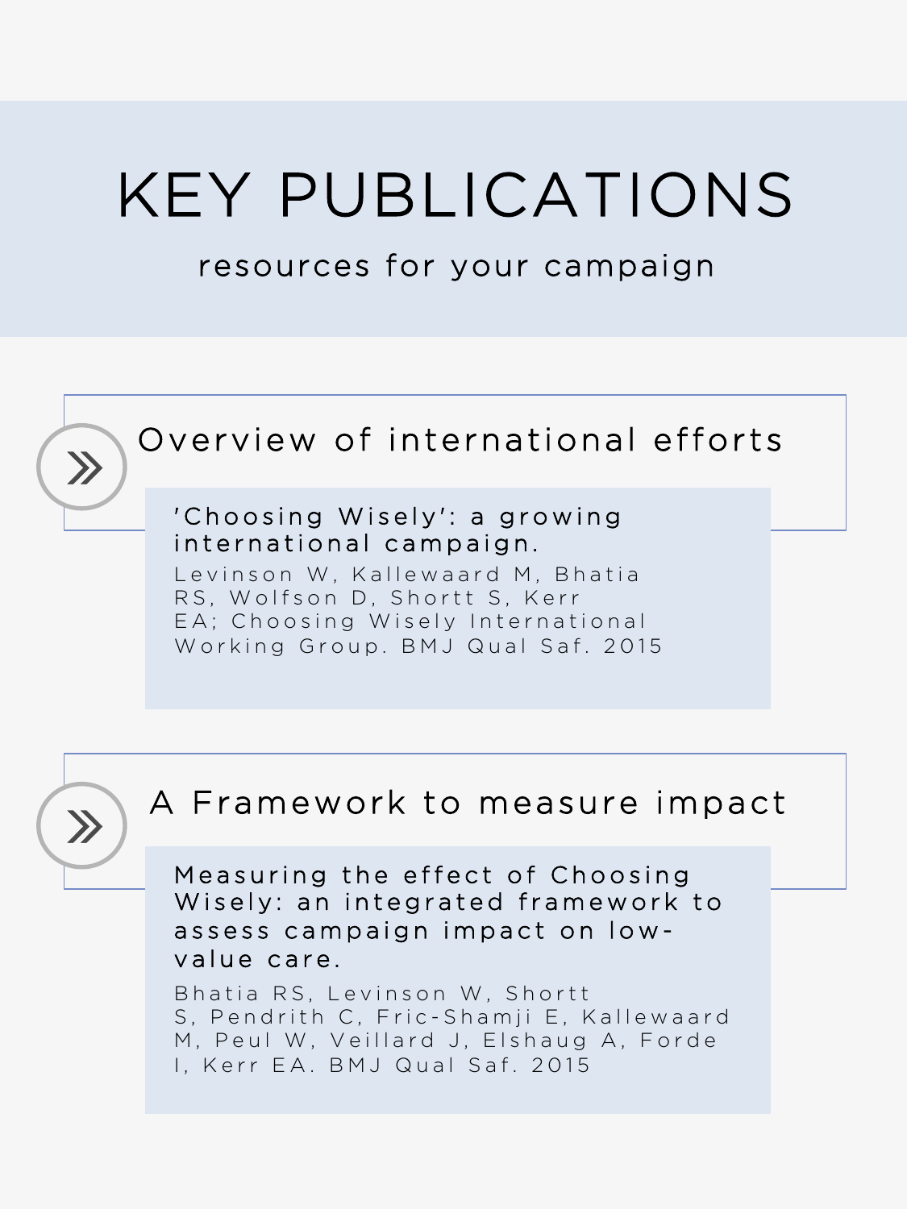# KEY PUBLICATIONS

resources for your campaign

## Overview of international efforts

**'Choosing Wisely': a growing international campaign.**

Levinson W, Kallewaard M, Bhatia RS, Wolfson D, Shortt S, Kerr EA; Choosing Wisely International Working Group. BMJ Qual Saf. 2015

## A Framework to measure impact

**Measuring the effect of Choosing Wisely: an integrated framework to assess campaign impact on low-value care.**

Bhatia RS, Levinson W, Shortt S, Pendrith C, Fric-Shamji E, Kallewaard M, Peul W, Veillard J, Elshaug A, Forde I, Kerr EA. BMJ Qual Saf. 2015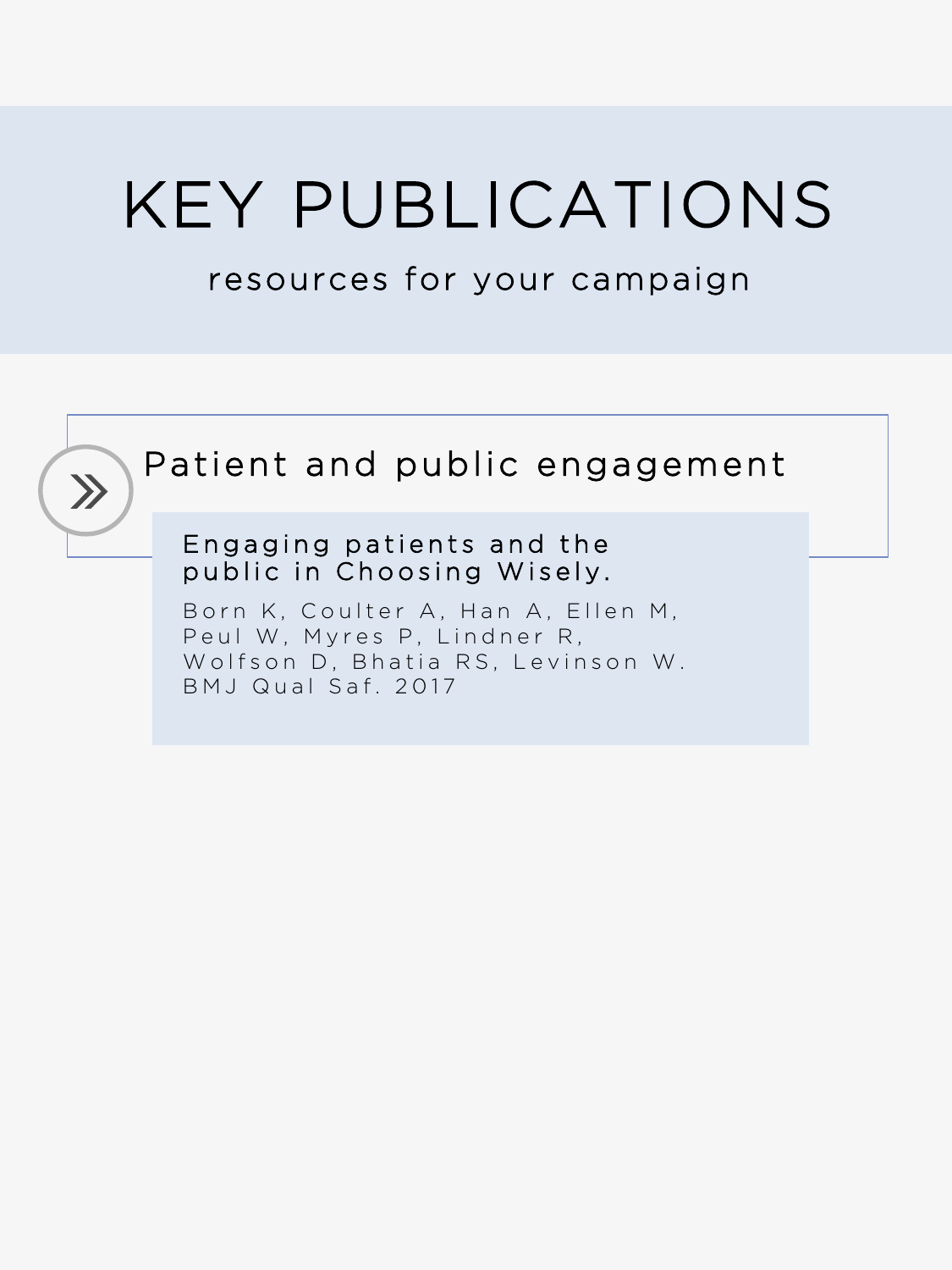# KEY PUBLICATIONS

resources for your campaign

## Patient and public engagement

**Engaging patients and the public in Choosing Wisely.**

Born K, Coulter A, Han A, Ellen M, Peul W, Myres P, Lindner R, Wolfson D, Bhatia RS, Levinson W. BMJ Qual Saf. 2017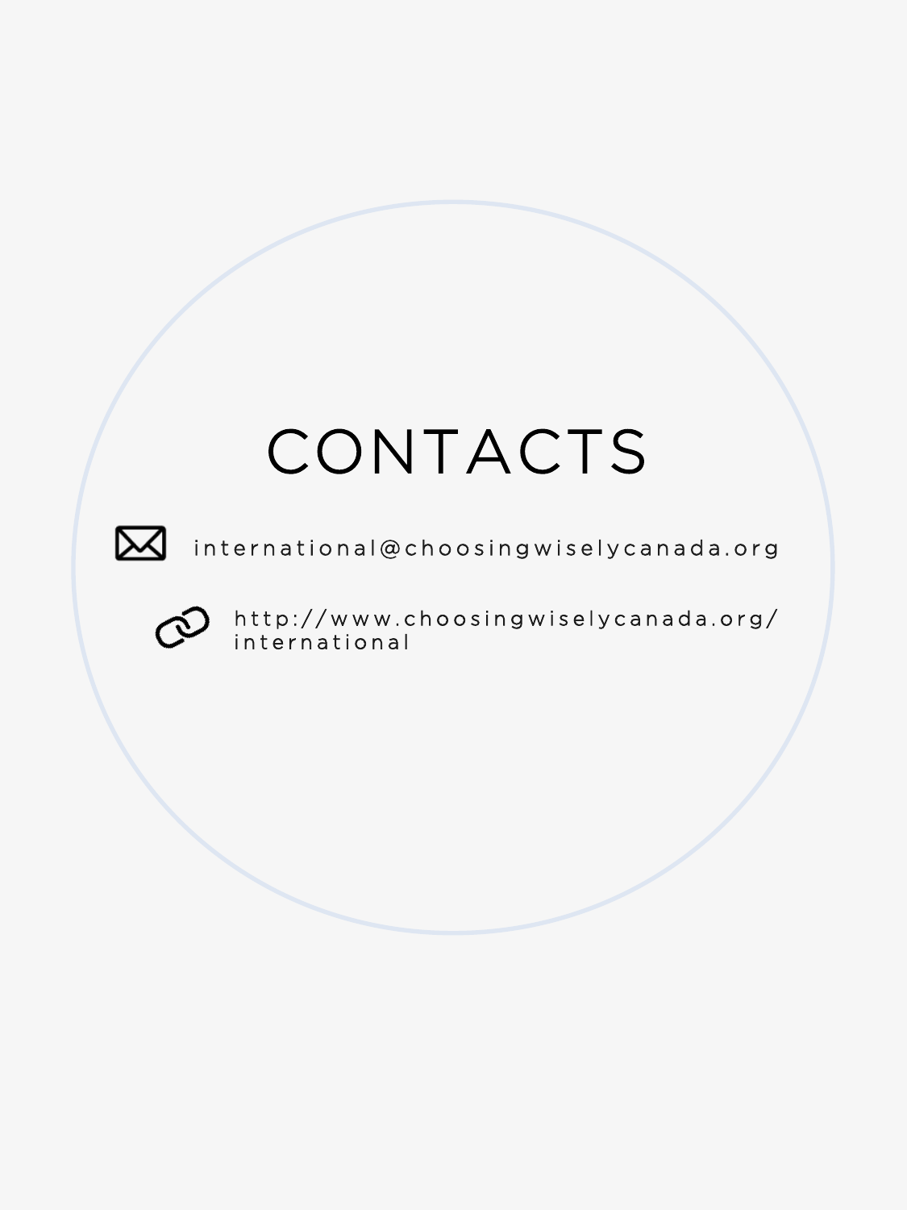# CONTACTS

international@choosingwiselycanada.org

http://www.choosingwiselycanada.org/international